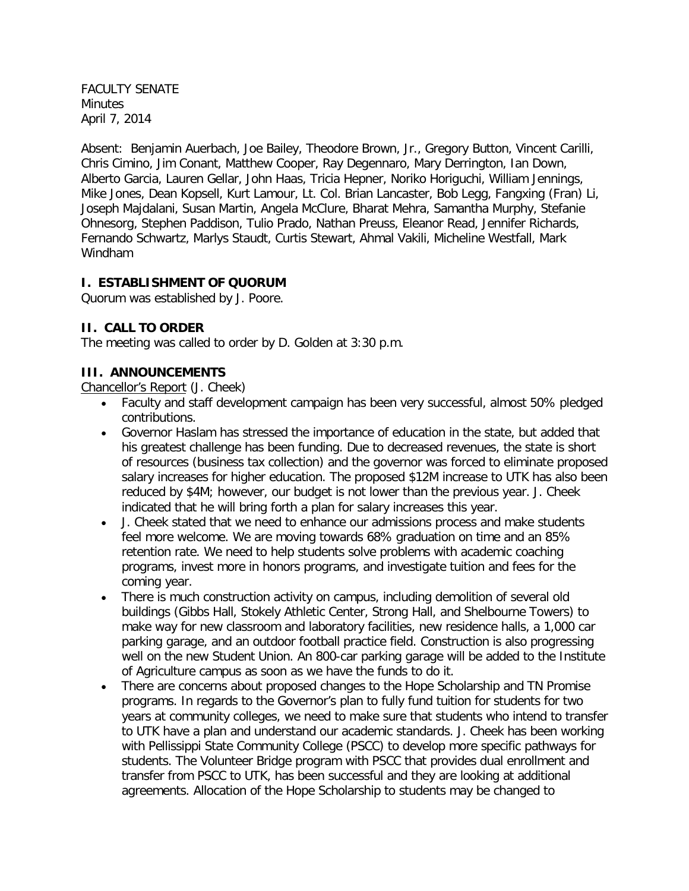FACULTY SENATE
Minutes
April 7, 2014

Absent: Benjamin Auerbach, Joe Bailey, Theodore Brown, Jr., Gregory Button, Vincent Carilli, Chris Cimino, Jim Conant, Matthew Cooper, Ray Degennaro, Mary Derrington, Ian Down, Alberto Garcia, Lauren Gellar, John Haas, Tricia Hepner, Noriko Horiguchi, William Jennings, Mike Jones, Dean Kopsell, Kurt Lamour, Lt. Col. Brian Lancaster, Bob Legg, Fangxing (Fran) Li, Joseph Majdalani, Susan Martin, Angela McClure, Bharat Mehra, Samantha Murphy, Stefanie Ohnesorg, Stephen Paddison, Tulio Prado, Nathan Preuss, Eleanor Read, Jennifer Richards, Fernando Schwartz, Marlys Staudt, Curtis Stewart, Ahmal Vakili, Micheline Westfall, Mark Windham

## I. ESTABLISHMENT OF QUORUM

Quorum was established by J. Poore.

## II. CALL TO ORDER

The meeting was called to order by D. Golden at 3:30 p.m.

## III. ANNOUNCEMENTS

Chancellor's Report (J. Cheek)

- Faculty and staff development campaign has been very successful, almost 50% pledged contributions.
- Governor Haslam has stressed the importance of education in the state, but added that his greatest challenge has been funding. Due to decreased revenues, the state is short of resources (business tax collection) and the governor was forced to eliminate proposed salary increases for higher education. The proposed $12M increase to UTK has also been reduced by $4M; however, our budget is not lower than the previous year. J. Cheek indicated that he will bring forth a plan for salary increases this year.
- J. Cheek stated that we need to enhance our admissions process and make students feel more welcome. We are moving towards 68% graduation on time and an 85% retention rate. We need to help students solve problems with academic coaching programs, invest more in honors programs, and investigate tuition and fees for the coming year.
- There is much construction activity on campus, including demolition of several old buildings (Gibbs Hall, Stokely Athletic Center, Strong Hall, and Shelbourne Towers) to make way for new classroom and laboratory facilities, new residence halls, a 1,000 car parking garage, and an outdoor football practice field. Construction is also progressing well on the new Student Union. An 800-car parking garage will be added to the Institute of Agriculture campus as soon as we have the funds to do it.
- There are concerns about proposed changes to the Hope Scholarship and TN Promise programs. In regards to the Governor's plan to fully fund tuition for students for two years at community colleges, we need to make sure that students who intend to transfer to UTK have a plan and understand our academic standards. J. Cheek has been working with Pellissippi State Community College (PSCC) to develop more specific pathways for students. The Volunteer Bridge program with PSCC that provides dual enrollment and transfer from PSCC to UTK, has been successful and they are looking at additional agreements. Allocation of the Hope Scholarship to students may be changed to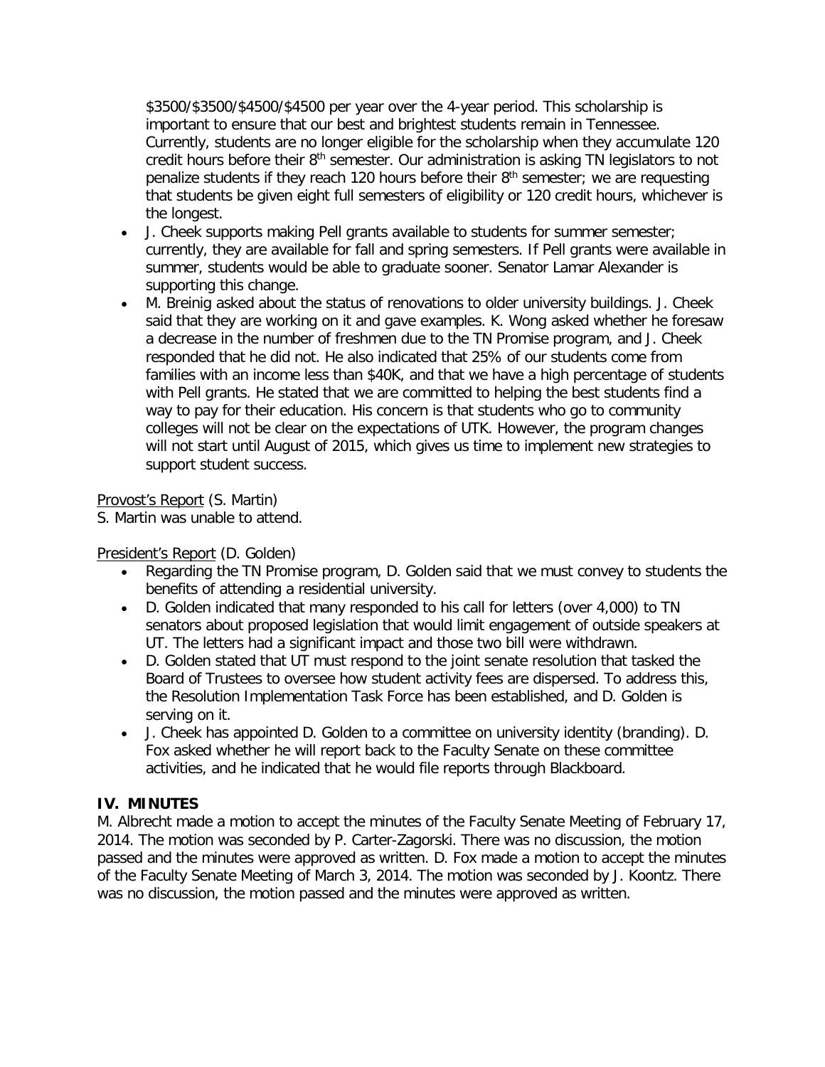$3500/$3500/$4500/$4500 per year over the 4-year period. This scholarship is important to ensure that our best and brightest students remain in Tennessee. Currently, students are no longer eligible for the scholarship when they accumulate 120 credit hours before their 8th semester. Our administration is asking TN legislators to not penalize students if they reach 120 hours before their 8th semester; we are requesting that students be given eight full semesters of eligibility or 120 credit hours, whichever is the longest.

- J. Cheek supports making Pell grants available to students for summer semester; currently, they are available for fall and spring semesters. If Pell grants were available in summer, students would be able to graduate sooner. Senator Lamar Alexander is supporting this change.
- M. Breinig asked about the status of renovations to older university buildings. J. Cheek said that they are working on it and gave examples. K. Wong asked whether he foresaw a decrease in the number of freshmen due to the TN Promise program, and J. Cheek responded that he did not. He also indicated that 25% of our students come from families with an income less than $40K, and that we have a high percentage of students with Pell grants. He stated that we are committed to helping the best students find a way to pay for their education. His concern is that students who go to community colleges will not be clear on the expectations of UTK. However, the program changes will not start until August of 2015, which gives us time to implement new strategies to support student success.

Provost's Report (S. Martin)
S. Martin was unable to attend.

President's Report (D. Golden)

- Regarding the TN Promise program, D. Golden said that we must convey to students the benefits of attending a residential university.
- D. Golden indicated that many responded to his call for letters (over 4,000) to TN senators about proposed legislation that would limit engagement of outside speakers at UT. The letters had a significant impact and those two bill were withdrawn.
- D. Golden stated that UT must respond to the joint senate resolution that tasked the Board of Trustees to oversee how student activity fees are dispersed. To address this, the Resolution Implementation Task Force has been established, and D. Golden is serving on it.
- J. Cheek has appointed D. Golden to a committee on university identity (branding). D. Fox asked whether he will report back to the Faculty Senate on these committee activities, and he indicated that he would file reports through Blackboard.

## IV. MINUTES

M. Albrecht made a motion to accept the minutes of the Faculty Senate Meeting of February 17, 2014. The motion was seconded by P. Carter-Zagorski. There was no discussion, the motion passed and the minutes were approved as written. D. Fox made a motion to accept the minutes of the Faculty Senate Meeting of March 3, 2014. The motion was seconded by J. Koontz. There was no discussion, the motion passed and the minutes were approved as written.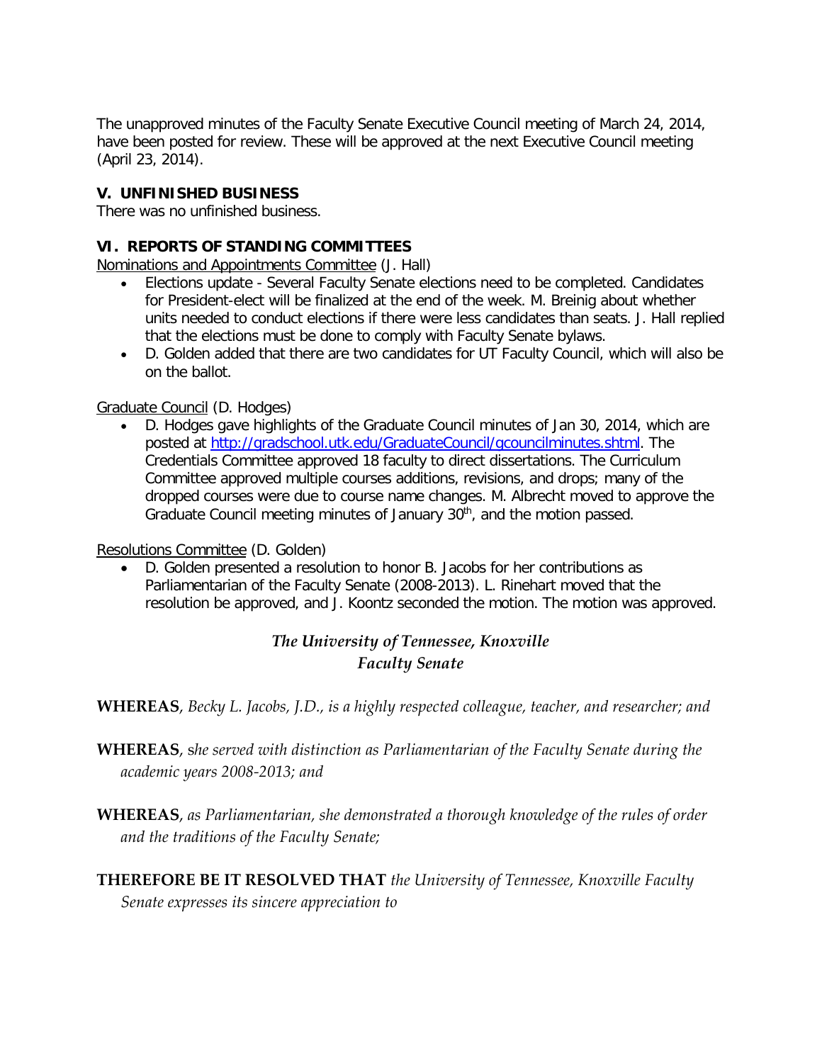The unapproved minutes of the Faculty Senate Executive Council meeting of March 24, 2014, have been posted for review. These will be approved at the next Executive Council meeting (April 23, 2014).

**V. UNFINISHED BUSINESS**

There was no unfinished business.

**VI. REPORTS OF STANDING COMMITTEES**

Nominations and Appointments Committee (J. Hall)

- Elections update - Several Faculty Senate elections need to be completed. Candidates for President-elect will be finalized at the end of the week. M. Breinig about whether units needed to conduct elections if there were less candidates than seats. J. Hall replied that the elections must be done to comply with Faculty Senate bylaws.
- D. Golden added that there are two candidates for UT Faculty Council, which will also be on the ballot.

Graduate Council (D. Hodges)

- D. Hodges gave highlights of the Graduate Council minutes of Jan 30, 2014, which are posted at http://gradschool.utk.edu/GraduateCouncil/gcouncilminutes.shtml. The Credentials Committee approved 18 faculty to direct dissertations. The Curriculum Committee approved multiple courses additions, revisions, and drops; many of the dropped courses were due to course name changes. M. Albrecht moved to approve the Graduate Council meeting minutes of January 30th, and the motion passed.

Resolutions Committee (D. Golden)

- D. Golden presented a resolution to honor B. Jacobs for her contributions as Parliamentarian of the Faculty Senate (2008-2013). L. Rinehart moved that the resolution be approved, and J. Koontz seconded the motion. The motion was approved.

*The University of Tennessee, Knoxville*
*Faculty Senate*

**WHEREAS**, *Becky L. Jacobs, J.D., is a highly respected colleague, teacher, and researcher; and*

**WHEREAS**, *she served with distinction as Parliamentarian of the Faculty Senate during the academic years 2008-2013; and*

**WHEREAS**, *as Parliamentarian, she demonstrated a thorough knowledge of the rules of order and the traditions of the Faculty Senate;*

**THEREFORE BE IT RESOLVED THAT** *the University of Tennessee, Knoxville Faculty Senate expresses its sincere appreciation to*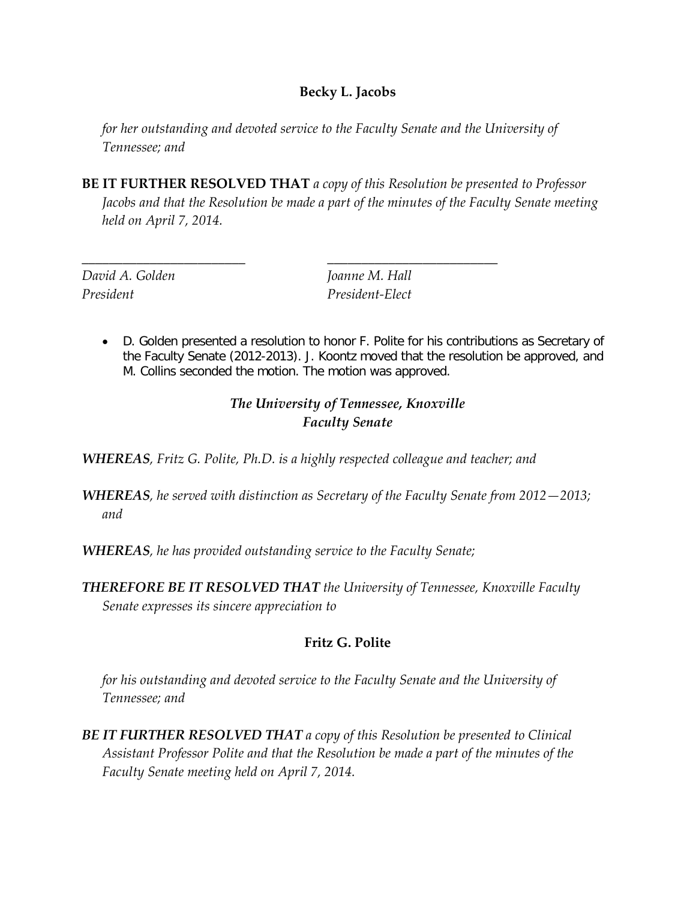**Becky L. Jacobs**

*for her outstanding and devoted service to the Faculty Senate and the University of Tennessee; and*

**BE IT FURTHER RESOLVED THAT** *a copy of this Resolution be presented to Professor Jacobs and that the Resolution be made a part of the minutes of the Faculty Senate meeting held on April 7, 2014.*

| \_\_\_\_\_\_\_\_\_\_\_\_\_\_\_\_\_\_\_\_\_\_\_\_\_ | \_\_\_\_\_\_\_\_\_\_\_\_\_\_\_\_\_\_\_\_\_\_\_\_\_ |
|---|---|
| *David A. Golden* | *Joanne M. Hall* |
| *President* | *President-Elect* |

- D. Golden presented a resolution to honor F. Polite for his contributions as Secretary of the Faculty Senate (2012-2013). J. Koontz moved that the resolution be approved, and M. Collins seconded the motion. The motion was approved.

***The University of Tennessee, Knoxville***
***Faculty Senate***

***WHEREAS****, Fritz G. Polite, Ph.D. is a highly respected colleague and teacher; and*

***WHEREAS****, he served with distinction as Secretary of the Faculty Senate from 2012—2013; and*

***WHEREAS****, he has provided outstanding service to the Faculty Senate;*

***THEREFORE BE IT RESOLVED THAT*** *the University of Tennessee, Knoxville Faculty Senate expresses its sincere appreciation to*

**Fritz G. Polite**

*for his outstanding and devoted service to the Faculty Senate and the University of Tennessee; and*

***BE IT FURTHER RESOLVED THAT*** *a copy of this Resolution be presented to Clinical Assistant Professor Polite and that the Resolution be made a part of the minutes of the Faculty Senate meeting held on April 7, 2014.*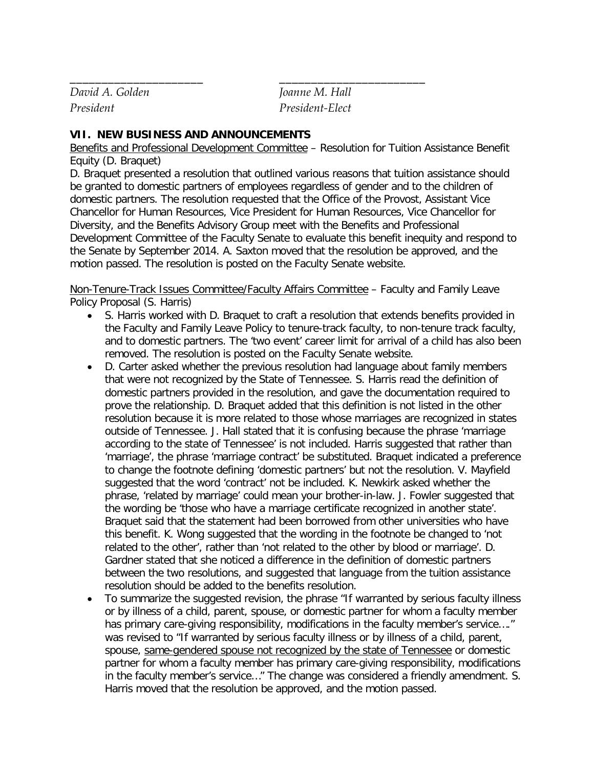\_\_\_\_\_\_\_\_\_\_\_\_\_\_\_\_\_\_\_\_\_\_ \_\_\_\_\_\_\_\_\_\_\_\_\_\_\_\_\_\_\_\_\_\_\_\_

*David A. Golden* *Joanne M. Hall*
*President* *President-Elect*

## VII. NEW BUSINESS AND ANNOUNCEMENTS

Benefits and Professional Development Committee – Resolution for Tuition Assistance Benefit Equity (D. Braquet)

D. Braquet presented a resolution that outlined various reasons that tuition assistance should be granted to domestic partners of employees regardless of gender and to the children of domestic partners. The resolution requested that the Office of the Provost, Assistant Vice Chancellor for Human Resources, Vice President for Human Resources, Vice Chancellor for Diversity, and the Benefits Advisory Group meet with the Benefits and Professional Development Committee of the Faculty Senate to evaluate this benefit inequity and respond to the Senate by September 2014. A. Saxton moved that the resolution be approved, and the motion passed. The resolution is posted on the Faculty Senate website.

Non-Tenure-Track Issues Committee/Faculty Affairs Committee – Faculty and Family Leave Policy Proposal (S. Harris)

- S. Harris worked with D. Braquet to craft a resolution that extends benefits provided in the Faculty and Family Leave Policy to tenure-track faculty, to non-tenure track faculty, and to domestic partners. The 'two event' career limit for arrival of a child has also been removed. The resolution is posted on the Faculty Senate website.
- D. Carter asked whether the previous resolution had language about family members that were not recognized by the State of Tennessee. S. Harris read the definition of domestic partners provided in the resolution, and gave the documentation required to prove the relationship. D. Braquet added that this definition is not listed in the other resolution because it is more related to those whose marriages are recognized in states outside of Tennessee. J. Hall stated that it is confusing because the phrase 'marriage according to the state of Tennessee' is not included. Harris suggested that rather than 'marriage', the phrase 'marriage contract' be substituted. Braquet indicated a preference to change the footnote defining 'domestic partners' but not the resolution. V. Mayfield suggested that the word 'contract' not be included. K. Newkirk asked whether the phrase, 'related by marriage' could mean your brother-in-law. J. Fowler suggested that the wording be 'those who have a marriage certificate recognized in another state'. Braquet said that the statement had been borrowed from other universities who have this benefit. K. Wong suggested that the wording in the footnote be changed to 'not related to the other', rather than 'not related to the other by blood or marriage'. D. Gardner stated that she noticed a difference in the definition of domestic partners between the two resolutions, and suggested that language from the tuition assistance resolution should be added to the benefits resolution.
- To summarize the suggested revision, the phrase "If warranted by serious faculty illness or by illness of a child, parent, spouse, or domestic partner for whom a faculty member has primary care-giving responsibility, modifications in the faculty member's service…." was revised to "If warranted by serious faculty illness or by illness of a child, parent, spouse, <u>same-gendered spouse not recognized by the state of Tennessee</u> or domestic partner for whom a faculty member has primary care-giving responsibility, modifications in the faculty member's service…" The change was considered a friendly amendment. S. Harris moved that the resolution be approved, and the motion passed.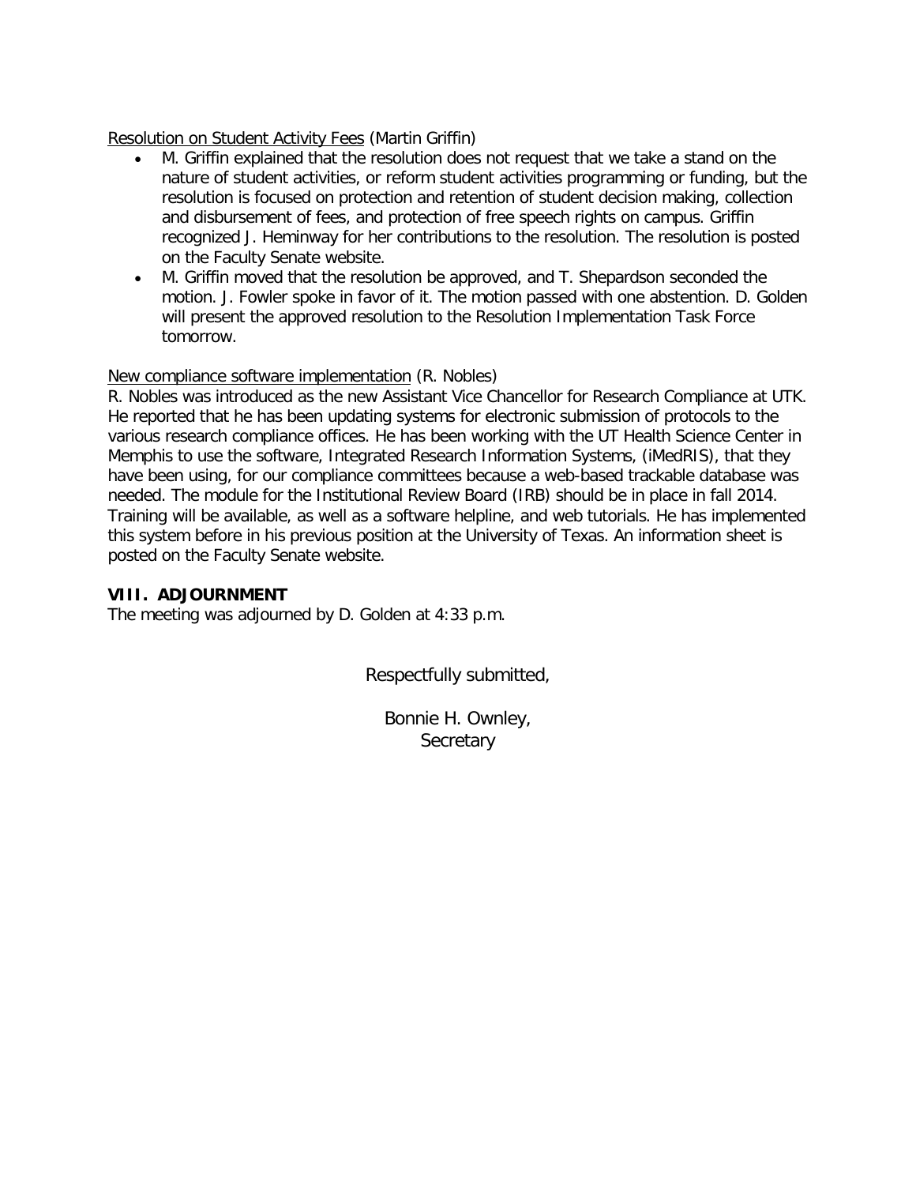<u>Resolution on Student Activity Fees</u> (Martin Griffin)

- M. Griffin explained that the resolution does not request that we take a stand on the nature of student activities, or reform student activities programming or funding, but the resolution is focused on protection and retention of student decision making, collection and disbursement of fees, and protection of free speech rights on campus. Griffin recognized J. Heminway for her contributions to the resolution. The resolution is posted on the Faculty Senate website.
- M. Griffin moved that the resolution be approved, and T. Shepardson seconded the motion. J. Fowler spoke in favor of it. The motion passed with one abstention. D. Golden will present the approved resolution to the Resolution Implementation Task Force tomorrow.

<u>New compliance software implementation</u> (R. Nobles)

R. Nobles was introduced as the new Assistant Vice Chancellor for Research Compliance at UTK. He reported that he has been updating systems for electronic submission of protocols to the various research compliance offices. He has been working with the UT Health Science Center in Memphis to use the software, Integrated Research Information Systems, (iMedRIS), that they have been using, for our compliance committees because a web-based trackable database was needed. The module for the Institutional Review Board (IRB) should be in place in fall 2014. Training will be available, as well as a software helpline, and web tutorials. He has implemented this system before in his previous position at the University of Texas. An information sheet is posted on the Faculty Senate website.

**VIII. ADJOURNMENT**

The meeting was adjourned by D. Golden at 4:33 p.m.

Respectfully submitted,

Bonnie H. Ownley,
Secretary